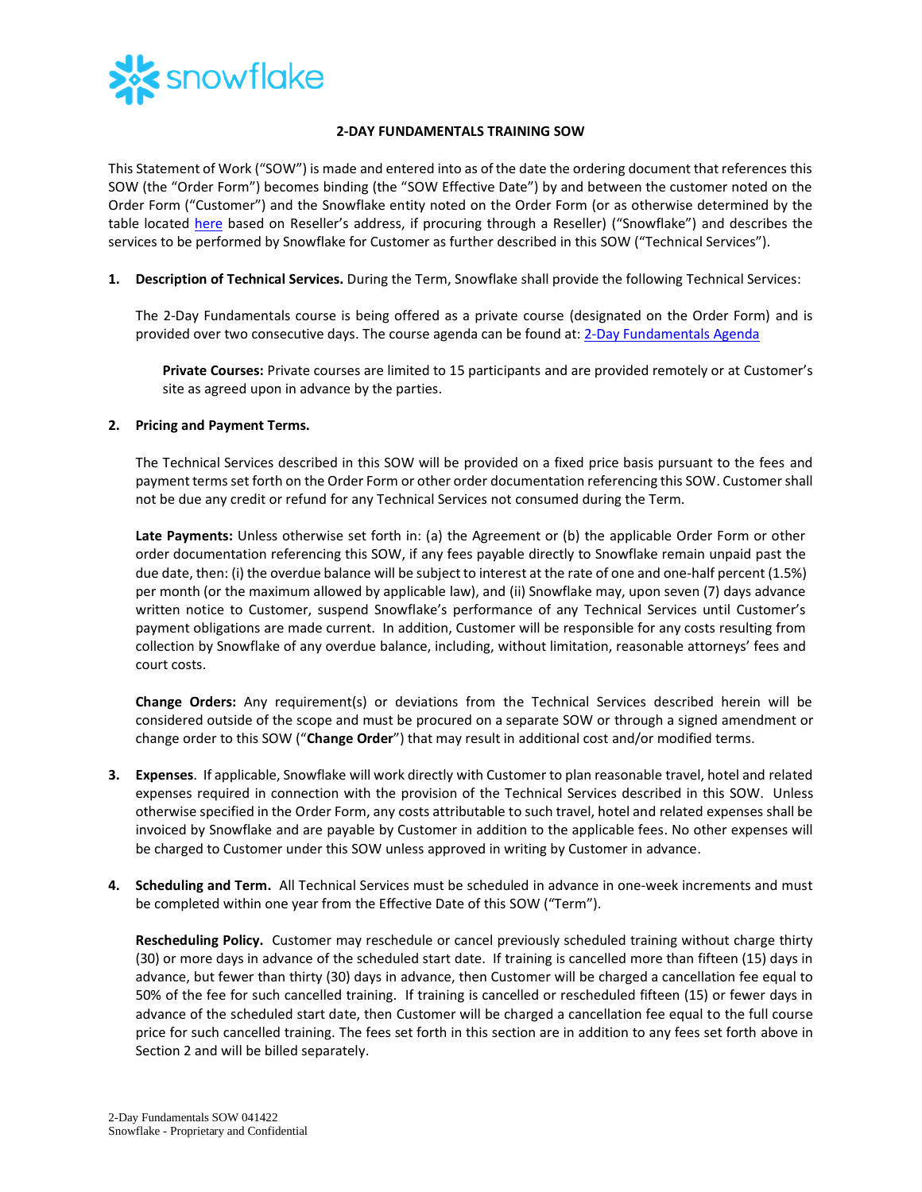# 2-DAY FUNDAMENTALS TRAINING SOW

This Statement of Work ("SOW") is made and entered into as of the date the ordering document that references this SOW (the "Order Form") becomes binding (the "SOW Effective Date") by and between the customer noted on the Order Form ("Customer") and the Snowflake entity noted on the Order Form (or as otherwise determined by the table located here based on Reseller's address, if procuring through a Reseller) ("Snowflake") and describes the services to be performed by Snowflake for Customer as further described in this SOW ("Technical Services").

1. **Description of Technical Services.** During the Term, Snowflake shall provide the following Technical Services:

   The 2-Day Fundamentals course is being offered as a private course (designated on the Order Form) and is provided over two consecutive days. The course agenda can be found at: 2-Day Fundamentals Agenda

   **Private Courses:** Private courses are limited to 15 participants and are provided remotely or at Customer's site as agreed upon in advance by the parties.

2. **Pricing and Payment Terms.**

   The Technical Services described in this SOW will be provided on a fixed price basis pursuant to the fees and payment terms set forth on the Order Form or other order documentation referencing this SOW. Customer shall not be due any credit or refund for any Technical Services not consumed during the Term.

   **Late Payments:** Unless otherwise set forth in: (a) the Agreement or (b) the applicable Order Form or other order documentation referencing this SOW, if any fees payable directly to Snowflake remain unpaid past the due date, then: (i) the overdue balance will be subject to interest at the rate of one and one-half percent (1.5%) per month (or the maximum allowed by applicable law), and (ii) Snowflake may, upon seven (7) days advance written notice to Customer, suspend Snowflake's performance of any Technical Services until Customer's payment obligations are made current. In addition, Customer will be responsible for any costs resulting from collection by Snowflake of any overdue balance, including, without limitation, reasonable attorneys' fees and court costs.

   **Change Orders:** Any requirement(s) or deviations from the Technical Services described herein will be considered outside of the scope and must be procured on a separate SOW or through a signed amendment or change order to this SOW ("**Change Order**") that may result in additional cost and/or modified terms.

3. **Expenses**. If applicable, Snowflake will work directly with Customer to plan reasonable travel, hotel and related expenses required in connection with the provision of the Technical Services described in this SOW. Unless otherwise specified in the Order Form, any costs attributable to such travel, hotel and related expenses shall be invoiced by Snowflake and are payable by Customer in addition to the applicable fees. No other expenses will be charged to Customer under this SOW unless approved in writing by Customer in advance.

4. **Scheduling and Term.** All Technical Services must be scheduled in advance in one-week increments and must be completed within one year from the Effective Date of this SOW ("Term").

   **Rescheduling Policy.** Customer may reschedule or cancel previously scheduled training without charge thirty (30) or more days in advance of the scheduled start date. If training is cancelled more than fifteen (15) days in advance, but fewer than thirty (30) days in advance, then Customer will be charged a cancellation fee equal to 50% of the fee for such cancelled training. If training is cancelled or rescheduled fifteen (15) or fewer days in advance of the scheduled start date, then Customer will be charged a cancellation fee equal to the full course price for such cancelled training. The fees set forth in this section are in addition to any fees set forth above in Section 2 and will be billed separately.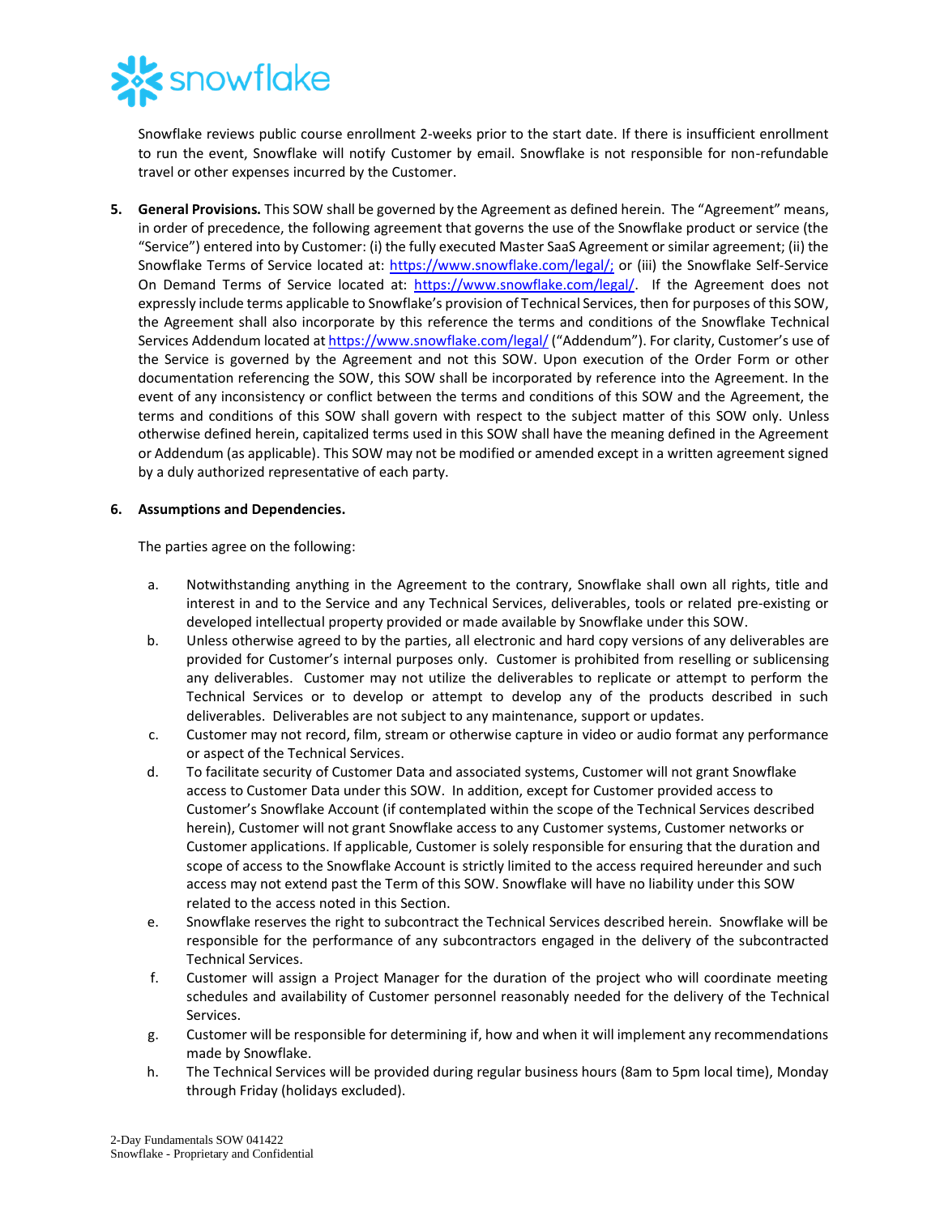Snowflake reviews public course enrollment 2-weeks prior to the start date. If there is insufficient enrollment to run the event, Snowflake will notify Customer by email. Snowflake is not responsible for non-refundable travel or other expenses incurred by the Customer.

5. **General Provisions.** This SOW shall be governed by the Agreement as defined herein. The "Agreement" means, in order of precedence, the following agreement that governs the use of the Snowflake product or service (the "Service") entered into by Customer: (i) the fully executed Master SaaS Agreement or similar agreement; (ii) the Snowflake Terms of Service located at: https://www.snowflake.com/legal/; or (iii) the Snowflake Self-Service On Demand Terms of Service located at: https://www.snowflake.com/legal/. If the Agreement does not expressly include terms applicable to Snowflake's provision of Technical Services, then for purposes of this SOW, the Agreement shall also incorporate by this reference the terms and conditions of the Snowflake Technical Services Addendum located at https://www.snowflake.com/legal/ ("Addendum"). For clarity, Customer's use of the Service is governed by the Agreement and not this SOW. Upon execution of the Order Form or other documentation referencing the SOW, this SOW shall be incorporated by reference into the Agreement. In the event of any inconsistency or conflict between the terms and conditions of this SOW and the Agreement, the terms and conditions of this SOW shall govern with respect to the subject matter of this SOW only. Unless otherwise defined herein, capitalized terms used in this SOW shall have the meaning defined in the Agreement or Addendum (as applicable). This SOW may not be modified or amended except in a written agreement signed by a duly authorized representative of each party.

6. **Assumptions and Dependencies.**

   The parties agree on the following:

   a. Notwithstanding anything in the Agreement to the contrary, Snowflake shall own all rights, title and interest in and to the Service and any Technical Services, deliverables, tools or related pre-existing or developed intellectual property provided or made available by Snowflake under this SOW.
   b. Unless otherwise agreed to by the parties, all electronic and hard copy versions of any deliverables are provided for Customer's internal purposes only. Customer is prohibited from reselling or sublicensing any deliverables. Customer may not utilize the deliverables to replicate or attempt to perform the Technical Services or to develop or attempt to develop any of the products described in such deliverables. Deliverables are not subject to any maintenance, support or updates.
   c. Customer may not record, film, stream or otherwise capture in video or audio format any performance or aspect of the Technical Services.
   d. To facilitate security of Customer Data and associated systems, Customer will not grant Snowflake access to Customer Data under this SOW. In addition, except for Customer provided access to Customer's Snowflake Account (if contemplated within the scope of the Technical Services described herein), Customer will not grant Snowflake access to any Customer systems, Customer networks or Customer applications. If applicable, Customer is solely responsible for ensuring that the duration and scope of access to the Snowflake Account is strictly limited to the access required hereunder and such access may not extend past the Term of this SOW. Snowflake will have no liability under this SOW related to the access noted in this Section.
   e. Snowflake reserves the right to subcontract the Technical Services described herein. Snowflake will be responsible for the performance of any subcontractors engaged in the delivery of the subcontracted Technical Services.
   f. Customer will assign a Project Manager for the duration of the project who will coordinate meeting schedules and availability of Customer personnel reasonably needed for the delivery of the Technical Services.
   g. Customer will be responsible for determining if, how and when it will implement any recommendations made by Snowflake.
   h. The Technical Services will be provided during regular business hours (8am to 5pm local time), Monday through Friday (holidays excluded).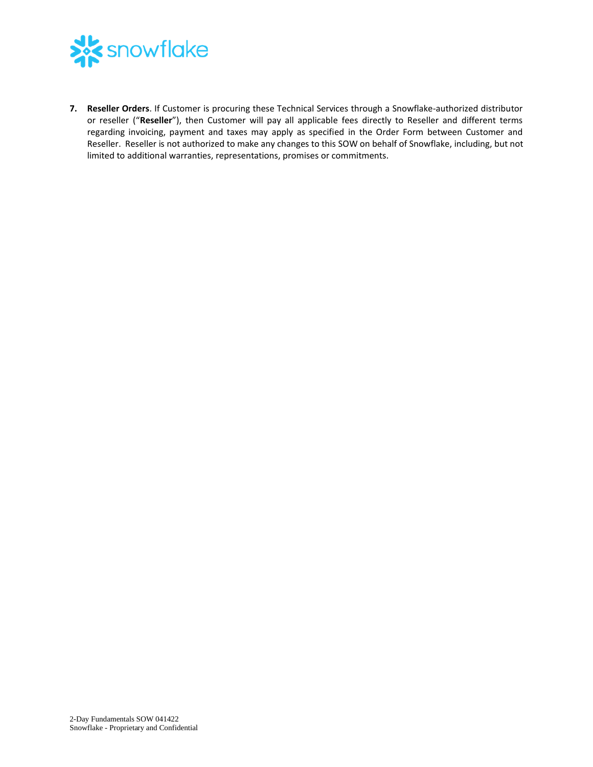7. **Reseller Orders**. If Customer is procuring these Technical Services through a Snowflake-authorized distributor or reseller ("**Reseller**"), then Customer will pay all applicable fees directly to Reseller and different terms regarding invoicing, payment and taxes may apply as specified in the Order Form between Customer and Reseller. Reseller is not authorized to make any changes to this SOW on behalf of Snowflake, including, but not limited to additional warranties, representations, promises or commitments.